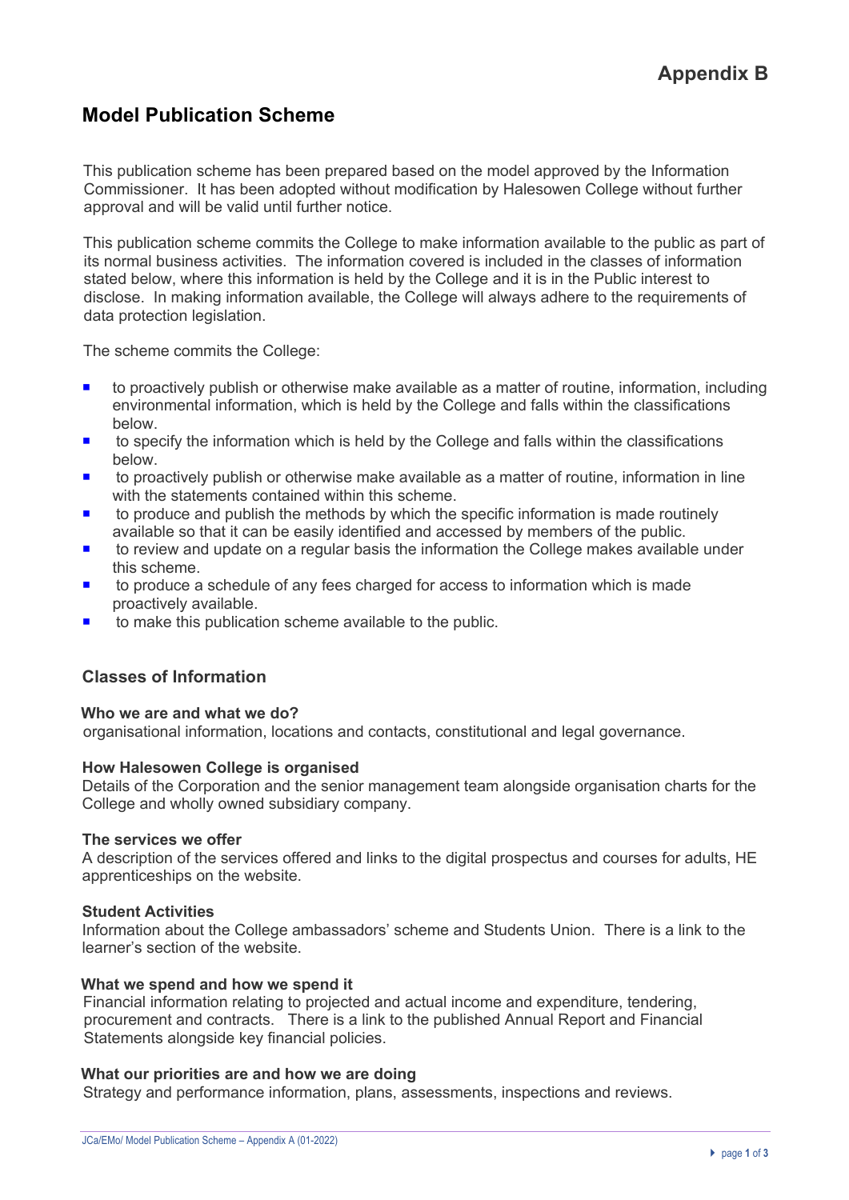# Appendix B

## Model Publication Scheme

This publication scheme has been prepared based on the model approved by the Information Commissioner. It has been adopted without modification by Halesowen College without further approval and will be valid until further notice.

This publication scheme commits the College to make information available to the public as part of its normal business activities. The information covered is included in the classes of information stated below, where this information is held by the College and it is in the Public interest to disclose. In making information available, the College will always adhere to the requirements of data protection legislation.

The scheme commits the College:

- to proactively publish or otherwise make available as a matter of routine, information, including environmental information, which is held by the College and falls within the classifications below.
- to specify the information which is held by the College and falls within the classifications below.
- to proactively publish or otherwise make available as a matter of routine, information in line with the statements contained within this scheme.
- to produce and publish the methods by which the specific information is made routinely available so that it can be easily identified and accessed by members of the public.
- to review and update on a regular basis the information the College makes available under this scheme.
- to produce a schedule of any fees charged for access to information which is made proactively available.
- to make this publication scheme available to the public.

### Classes of Information

**Who we are and what we do?**
organisational information, locations and contacts, constitutional and legal governance.

**How Halesowen College is organised**
Details of the Corporation and the senior management team alongside organisation charts for the College and wholly owned subsidiary company.

**The services we offer**
A description of the services offered and links to the digital prospectus and courses for adults, HE apprenticeships on the website.

**Student Activities**
Information about the College ambassadors' scheme and Students Union. There is a link to the learner's section of the website.

**What we spend and how we spend it**
Financial information relating to projected and actual income and expenditure, tendering, procurement and contracts. There is a link to the published Annual Report and Financial Statements alongside key financial policies.

**What our priorities are and how we are doing**
Strategy and performance information, plans, assessments, inspections and reviews.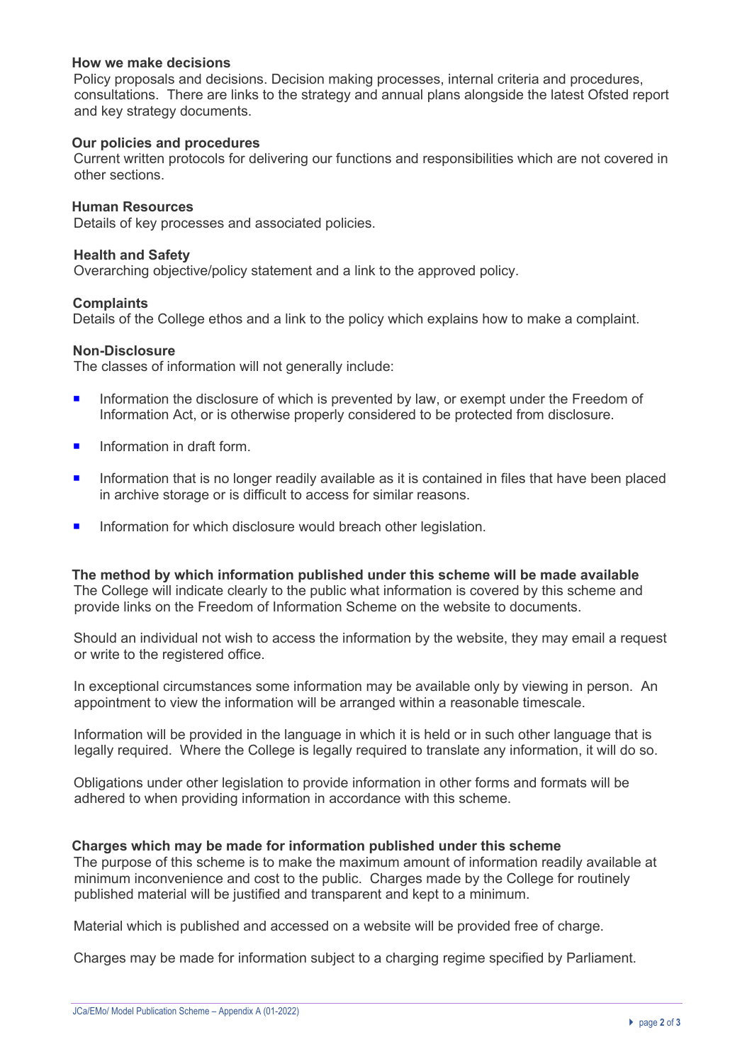### How we make decisions

Policy proposals and decisions. Decision making processes, internal criteria and procedures, consultations. There are links to the strategy and annual plans alongside the latest Ofsted report and key strategy documents.

### Our policies and procedures

Current written protocols for delivering our functions and responsibilities which are not covered in other sections.

### Human Resources

Details of key processes and associated policies.

### Health and Safety

Overarching objective/policy statement and a link to the approved policy.

### Complaints

Details of the College ethos and a link to the policy which explains how to make a complaint.

### Non-Disclosure

The classes of information will not generally include:

- Information the disclosure of which is prevented by law, or exempt under the Freedom of Information Act, or is otherwise properly considered to be protected from disclosure.
- Information in draft form.
- Information that is no longer readily available as it is contained in files that have been placed in archive storage or is difficult to access for similar reasons.
- Information for which disclosure would breach other legislation.

### The method by which information published under this scheme will be made available

The College will indicate clearly to the public what information is covered by this scheme and provide links on the Freedom of Information Scheme on the website to documents.

Should an individual not wish to access the information by the website, they may email a request or write to the registered office.

In exceptional circumstances some information may be available only by viewing in person. An appointment to view the information will be arranged within a reasonable timescale.

Information will be provided in the language in which it is held or in such other language that is legally required. Where the College is legally required to translate any information, it will do so.

Obligations under other legislation to provide information in other forms and formats will be adhered to when providing information in accordance with this scheme.

### Charges which may be made for information published under this scheme

The purpose of this scheme is to make the maximum amount of information readily available at minimum inconvenience and cost to the public. Charges made by the College for routinely published material will be justified and transparent and kept to a minimum.

Material which is published and accessed on a website will be provided free of charge.

Charges may be made for information subject to a charging regime specified by Parliament.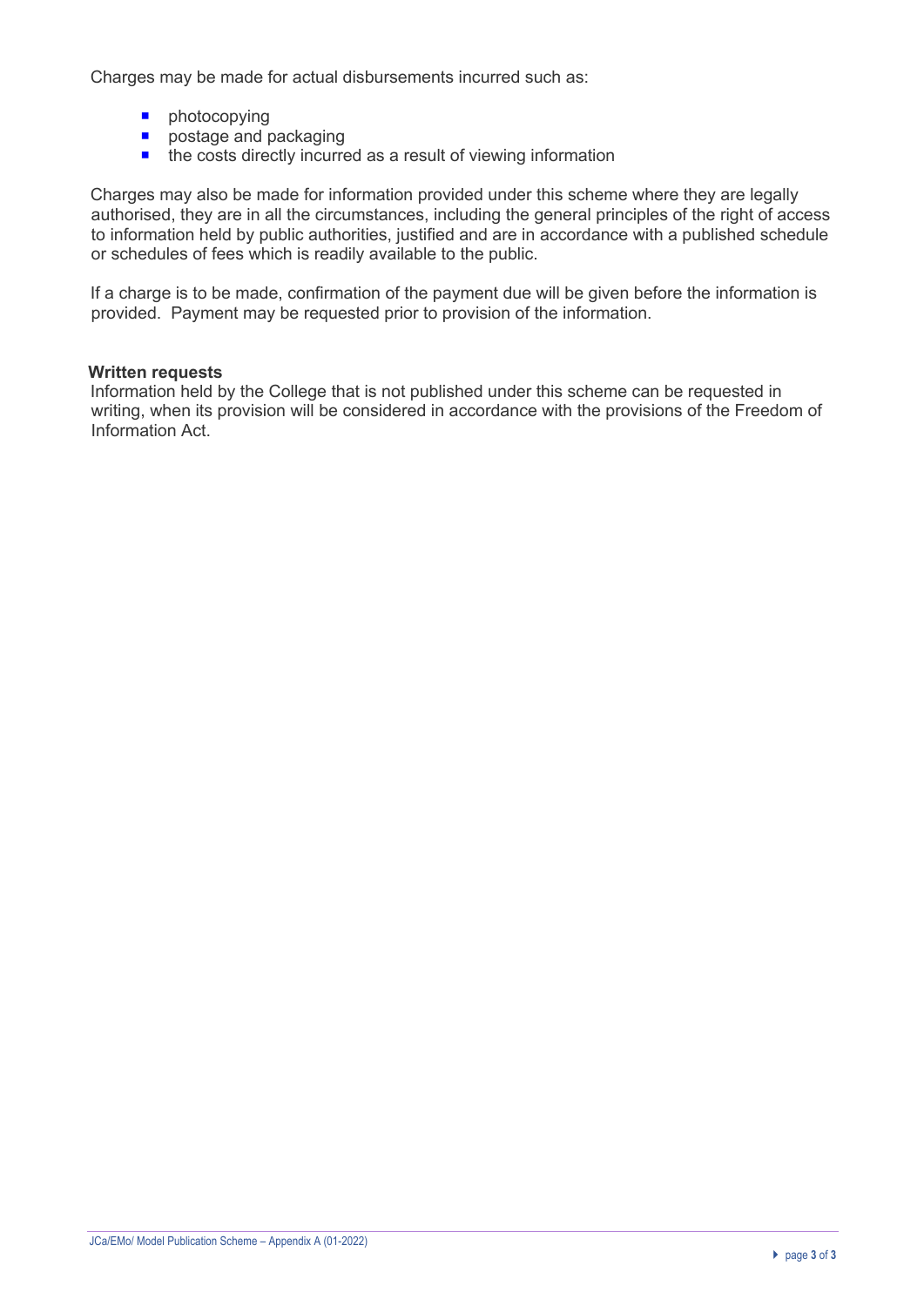Charges may be made for actual disbursements incurred such as:

- photocopying
- postage and packaging
- the costs directly incurred as a result of viewing information

Charges may also be made for information provided under this scheme where they are legally authorised, they are in all the circumstances, including the general principles of the right of access to information held by public authorities, justified and are in accordance with a published schedule or schedules of fees which is readily available to the public.

If a charge is to be made, confirmation of the payment due will be given before the information is provided. Payment may be requested prior to provision of the information.

**Written requests**

Information held by the College that is not published under this scheme can be requested in writing, when its provision will be considered in accordance with the provisions of the Freedom of Information Act.